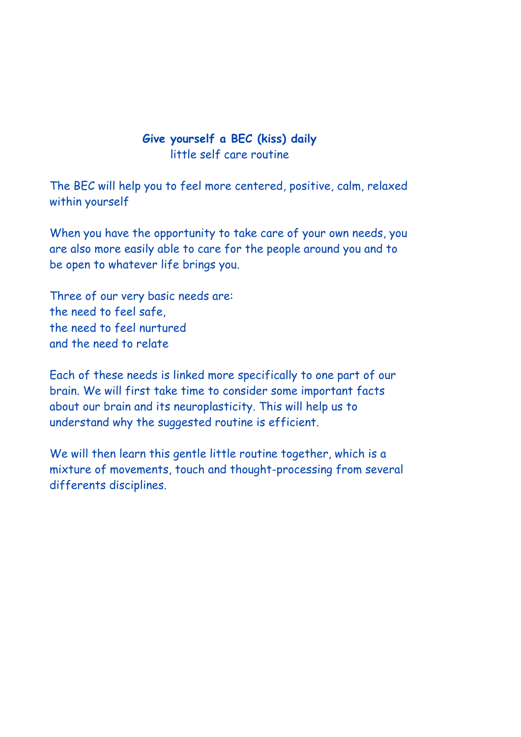# Give yourself a BEC (kiss) daily

little self care routine

The BEC will help you to feel more centered, positive, calm, relaxed within yourself

When you have the opportunity to take care of your own needs, you are also more easily able to care for the people around you and to be open to whatever life brings you.

Three of our very basic needs are:
the need to feel safe,
the need to feel nurtured
and the need to relate

Each of these needs is linked more specifically to one part of our brain. We will first take time to consider some important facts about our brain and its neuroplasticity. This will help us to understand why the suggested routine is efficient.

We will then learn this gentle little routine together, which is a mixture of movements, touch and thought-processing from several differents disciplines.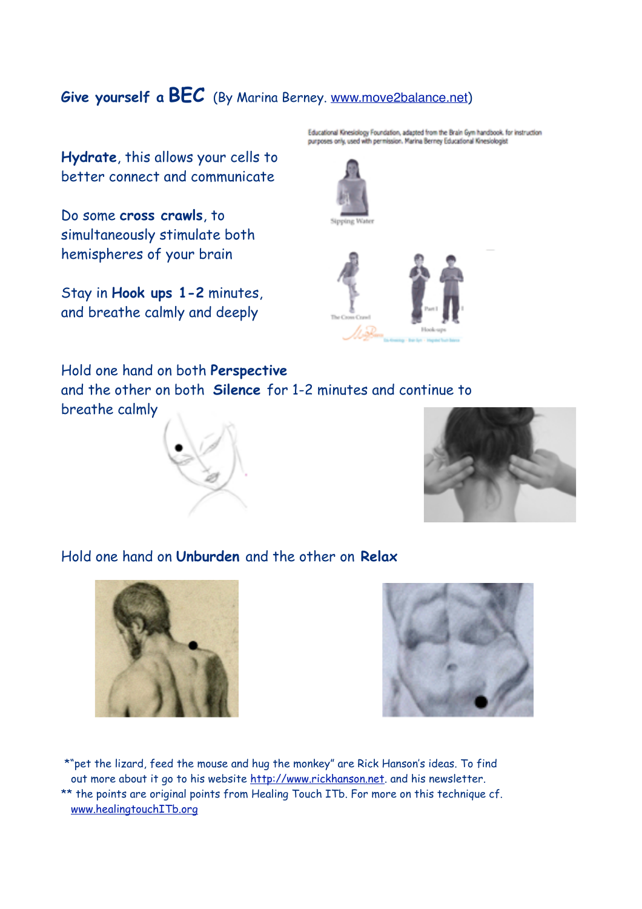**Give yourself a BEC** (By Marina Berney. www.move2balance.net)

Educational Kinesiology Foundation, adapted from the Brain Gym handbook. for instruction purposes only, used with permission. Marina Berney Educational Kinesiologist

**Hydrate**, this allows your cells to better connect and communicate

Sipping Water

Do some **cross crawls**, to simultaneously stimulate both hemispheres of your brain

The Cross Crawl

Stay in **Hook ups 1-2** minutes, and breathe calmly and deeply

Hook-ups

Hold one hand on both **Perspective** and the other on both **Silence** for 1-2 minutes and continue to breathe calmly

Hold one hand on **Unburden** and the other on **Relax**

*"pet the lizard, feed the mouse and hug the monkey" are Rick Hanson's ideas. To find out more about it go to his website http://www.rickhanson.net. and his newsletter.

** the points are original points from Healing Touch ITb. For more on this technique cf. www.healingtouchITb.org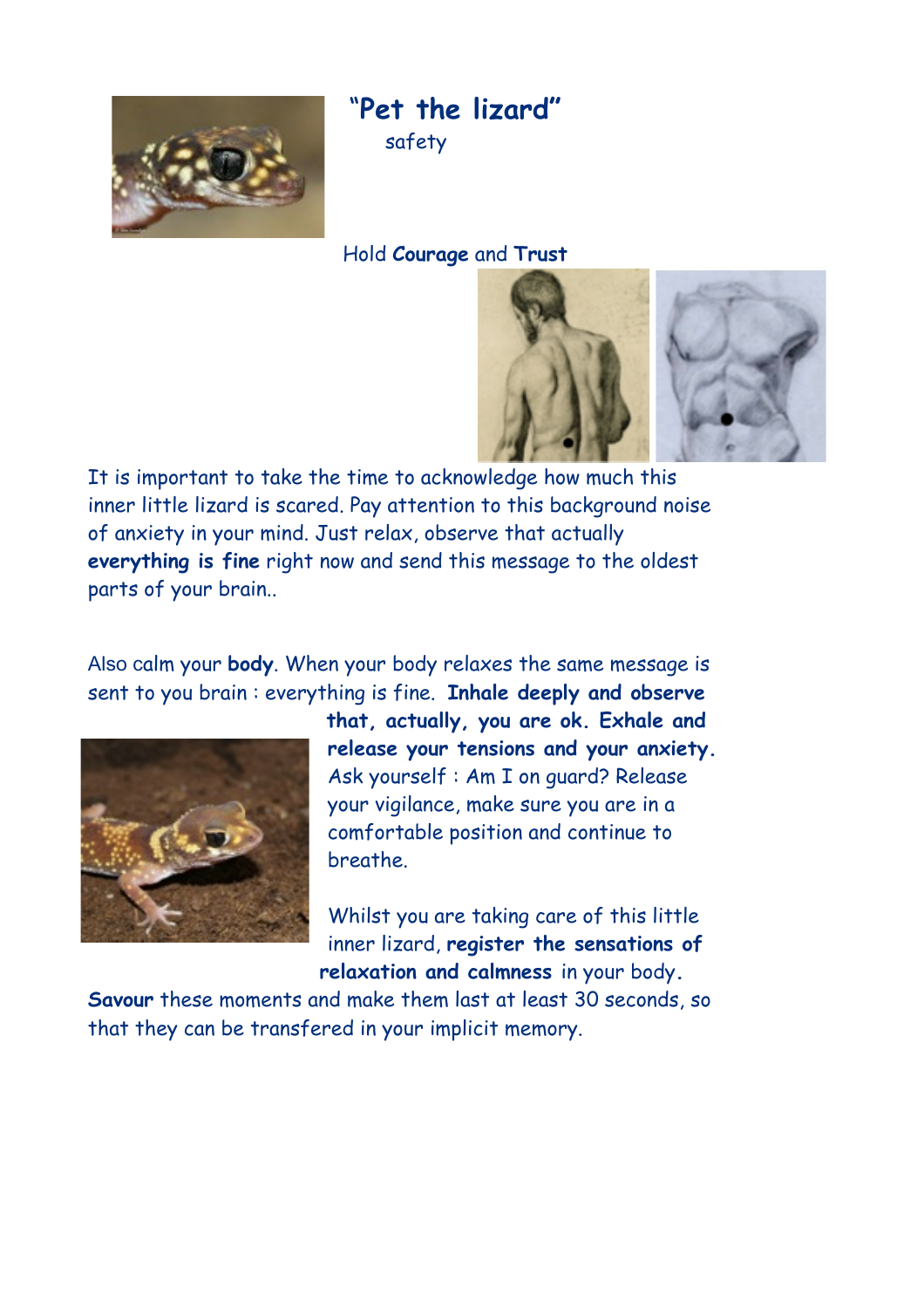# "Pet the lizard"

safety

Hold **Courage** and **Trust**

It is important to take the time to acknowledge how much this inner little lizard is scared. Pay attention to this background noise of anxiety in your mind. Just relax, observe that actually **everything is fine** right now and send this message to the oldest parts of your brain..

Also calm your **body**. When your body relaxes the same message is sent to you brain : everything is fine. **Inhale deeply and observe that, actually, you are ok. Exhale and release your tensions and your anxiety.** Ask yourself : Am I on guard? Release your vigilance, make sure you are in a comfortable position and continue to breathe.

Whilst you are taking care of this little inner lizard, **register the sensations of relaxation and calmness** in your body. **Savour** these moments and make them last at least 30 seconds, so that they can be transfered in your implicit memory.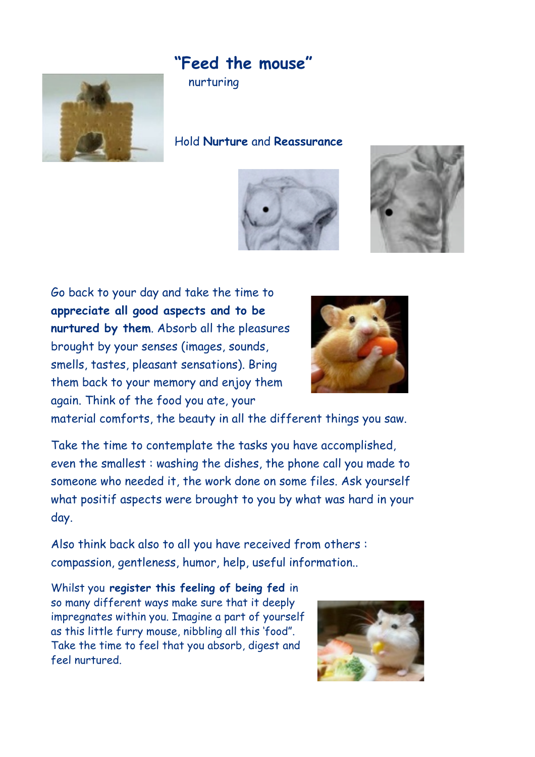# "Feed the mouse"

nurturing

Hold **Nurture** and **Reassurance**

Go back to your day and take the time to **appreciate all good aspects and to be nurtured by them**. Absorb all the pleasures brought by your senses (images, sounds, smells, tastes, pleasant sensations). Bring them back to your memory and enjoy them again. Think of the food you ate, your material comforts, the beauty in all the different things you saw.

Take the time to contemplate the tasks you have accomplished, even the smallest : washing the dishes, the phone call you made to someone who needed it, the work done on some files. Ask yourself what positif aspects were brought to you by what was hard in your day.

Also think back also to all you have received from others : compassion, gentleness, humor, help, useful information..

Whilst you **register this feeling of being fed** in so many different ways make sure that it deeply impregnates within you. Imagine a part of yourself as this little furry mouse, nibbling all this 'food". Take the time to feel that you absorb, digest and feel nurtured.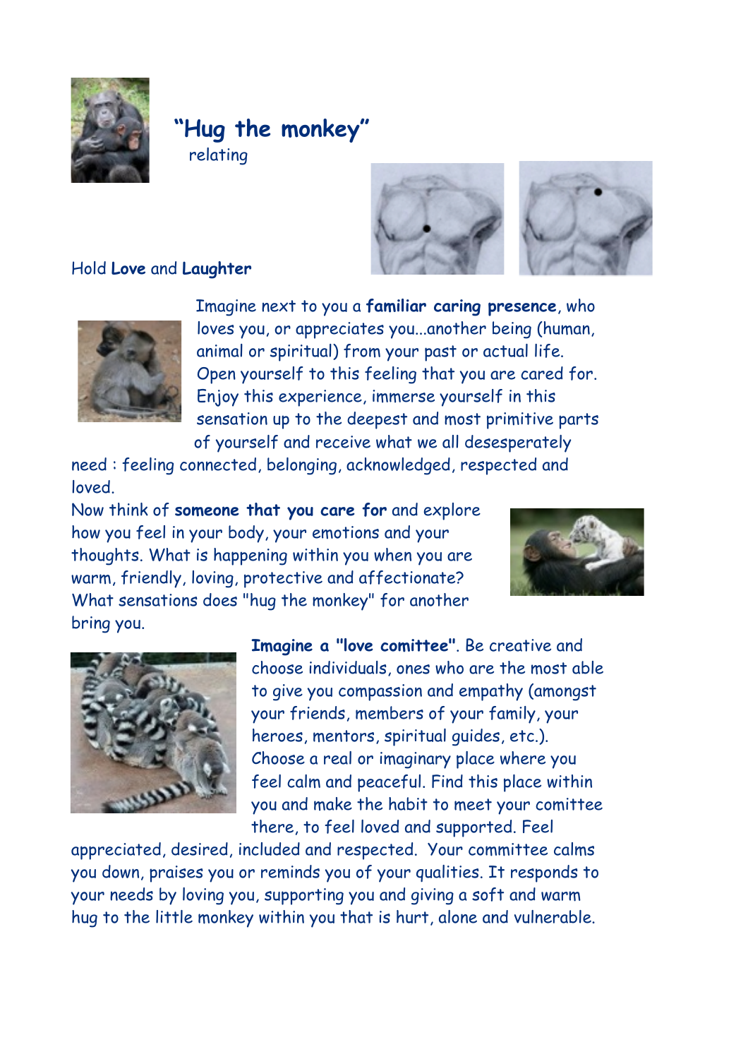# "Hug the monkey"

relating

Hold **Love** and **Laughter**

Imagine next to you a **familiar caring presence**, who loves you, or appreciates you...another being (human, animal or spiritual) from your past or actual life. Open yourself to this feeling that you are cared for. Enjoy this experience, immerse yourself in this sensation up to the deepest and most primitive parts of yourself and receive what we all desesperately need : feeling connected, belonging, acknowledged, respected and loved.

Now think of **someone that you care for** and explore how you feel in your body, your emotions and your thoughts. What is happening within you when you are warm, friendly, loving, protective and affectionate? What sensations does "hug the monkey" for another bring you.

**Imagine a "love comittee"**. Be creative and choose individuals, ones who are the most able to give you compassion and empathy (amongst your friends, members of your family, your heroes, mentors, spiritual guides, etc.). Choose a real or imaginary place where you feel calm and peaceful. Find this place within you and make the habit to meet your comittee there, to feel loved and supported. Feel appreciated, desired, included and respected. Your committee calms you down, praises you or reminds you of your qualities. It responds to your needs by loving you, supporting you and giving a soft and warm hug to the little monkey within you that is hurt, alone and vulnerable.